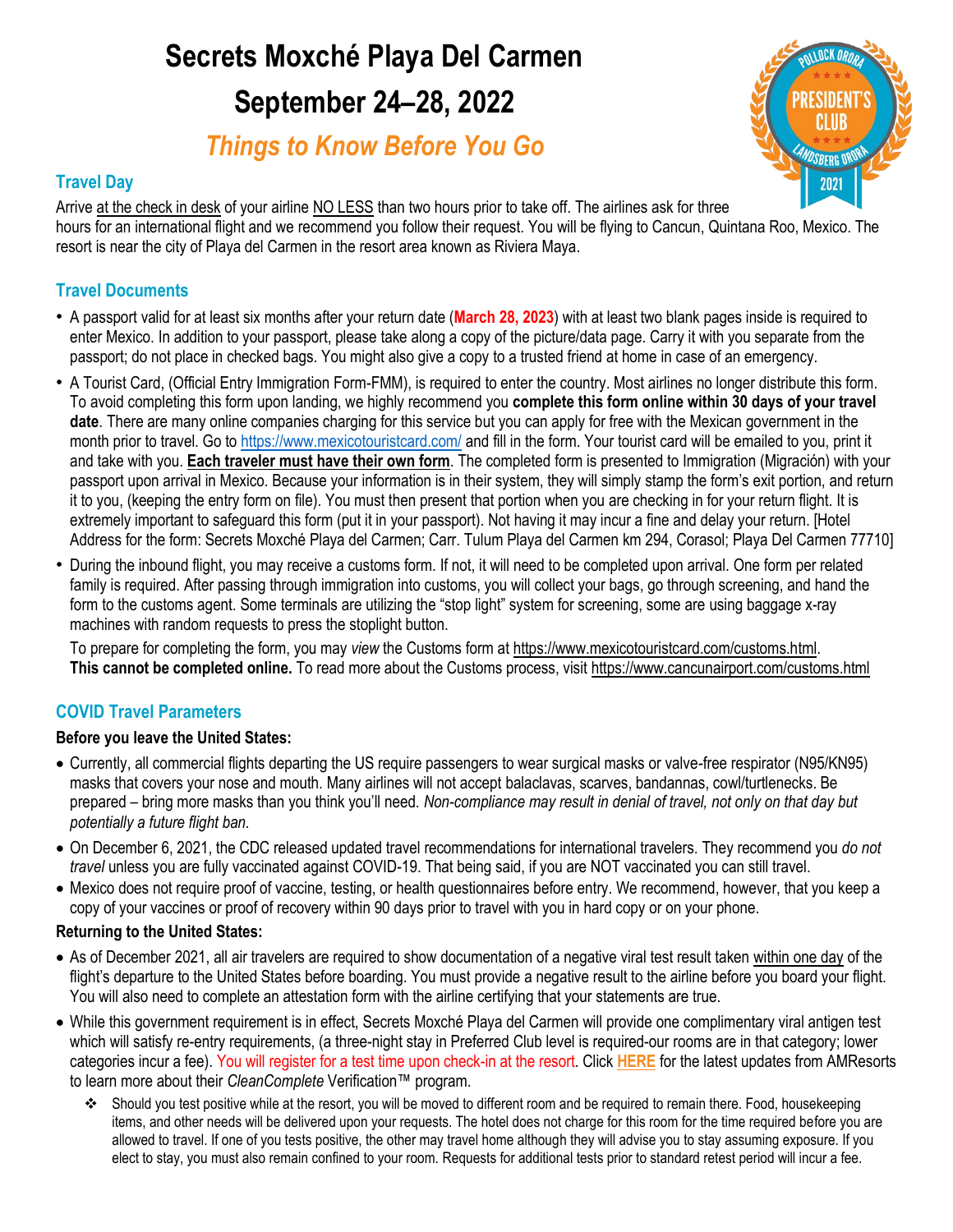# Secrets Moxché Playa Del Carmen

# September 24–28, 2022

## *Things to Know Before You Go*

### Travel Day

Arrive at the check in desk of your airline NO LESS than two hours prior to take off. The airlines ask for three hours for an international flight and we recommend you follow their request. You will be flying to Cancun, Quintana Roo, Mexico. The resort is near the city of Playa del Carmen in the resort area known as Riviera Maya.

### Travel Documents

- A passport valid for at least six months after your return date (**March 28, 2023**) with at least two blank pages inside is required to enter Mexico. In addition to your passport, please take along a copy of the picture/data page. Carry it with you separate from the passport; do not place in checked bags. You might also give a copy to a trusted friend at home in case of an emergency.
- A Tourist Card, (Official Entry Immigration Form-FMM), is required to enter the country. Most airlines no longer distribute this form. To avoid completing this form upon landing, we highly recommend you **complete this form online within 30 days of your travel date**. There are many online companies charging for this service but you can apply for free with the Mexican government in the month prior to travel. Go to https://www.mexicotouristcard.com/ and fill in the form. Your tourist card will be emailed to you, print it and take with you. **Each traveler must have their own form**. The completed form is presented to Immigration (Migración) with your passport upon arrival in Mexico. Because your information is in their system, they will simply stamp the form's exit portion, and return it to you, (keeping the entry form on file). You must then present that portion when you are checking in for your return flight. It is extremely important to safeguard this form (put it in your passport). Not having it may incur a fine and delay your return. [Hotel Address for the form: Secrets Moxché Playa del Carmen; Carr. Tulum Playa del Carmen km 294, Corasol; Playa Del Carmen 77710]
- During the inbound flight, you may receive a customs form. If not, it will need to be completed upon arrival. One form per related family is required. After passing through immigration into customs, you will collect your bags, go through screening, and hand the form to the customs agent. Some terminals are utilizing the "stop light" system for screening, some are using baggage x-ray machines with random requests to press the stoplight button.

  To prepare for completing the form, you may *view* the Customs form at https://www.mexicotouristcard.com/customs.html. **This cannot be completed online.** To read more about the Customs process, visit https://www.cancunairport.com/customs.html

### COVID Travel Parameters

**Before you leave the United States:**

- Currently, all commercial flights departing the US require passengers to wear surgical masks or valve-free respirator (N95/KN95) masks that covers your nose and mouth. Many airlines will not accept balaclavas, scarves, bandannas, cowl/turtlenecks. Be prepared – bring more masks than you think you'll need. *Non-compliance may result in denial of travel, not only on that day but potentially a future flight ban.*
- On December 6, 2021, the CDC released updated travel recommendations for international travelers. They recommend you *do not travel* unless you are fully vaccinated against COVID-19. That being said, if you are NOT vaccinated you can still travel.
- Mexico does not require proof of vaccine, testing, or health questionnaires before entry. We recommend, however, that you keep a copy of your vaccines or proof of recovery within 90 days prior to travel with you in hard copy or on your phone.

**Returning to the United States:**

- As of December 2021, all air travelers are required to show documentation of a negative viral test result taken within one day of the flight's departure to the United States before boarding. You must provide a negative result to the airline before you board your flight. You will also need to complete an attestation form with the airline certifying that your statements are true.
- While this government requirement is in effect, Secrets Moxché Playa del Carmen will provide one complimentary viral antigen test which will satisfy re-entry requirements, (a three-night stay in Preferred Club level is required-our rooms are in that category; lower categories incur a fee). You will register for a test time upon check-in at the resort. Click **HERE** for the latest updates from AMResorts to learn more about their *CleanComplete* Verification™ program.
  - Should you test positive while at the resort, you will be moved to different room and be required to remain there. Food, housekeeping items, and other needs will be delivered upon your requests. The hotel does not charge for this room for the time required before you are allowed to travel. If one of you tests positive, the other may travel home although they will advise you to stay assuming exposure. If you elect to stay, you must also remain confined to your room. Requests for additional tests prior to standard retest period will incur a fee.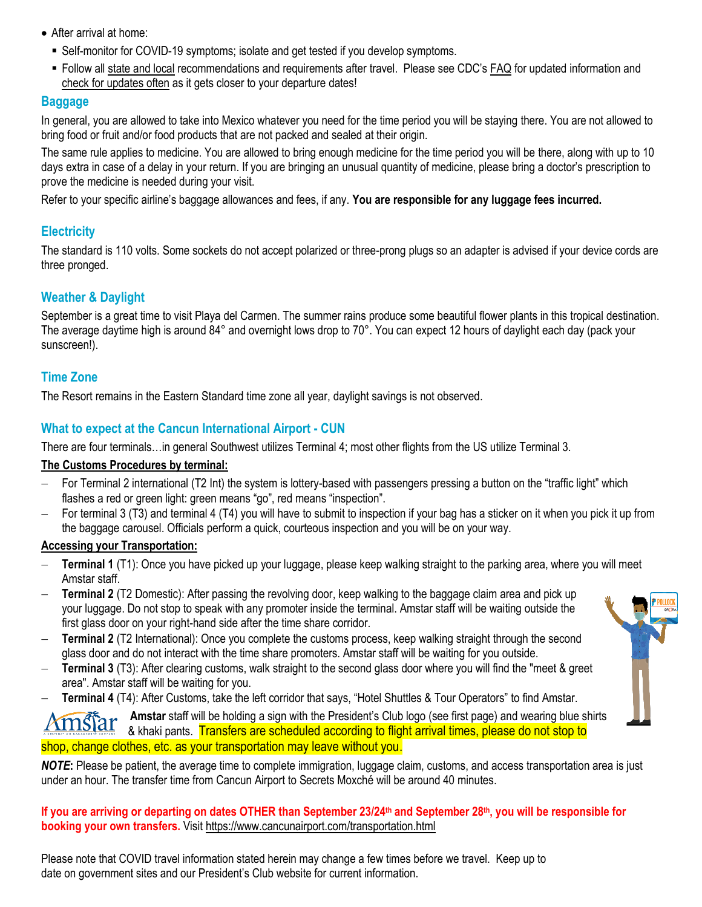- After arrival at home:
  - Self-monitor for COVID-19 symptoms; isolate and get tested if you develop symptoms.
  - Follow all state and local recommendations and requirements after travel. Please see CDC's FAQ for updated information and check for updates often as it gets closer to your departure dates!

## Baggage

In general, you are allowed to take into Mexico whatever you need for the time period you will be staying there. You are not allowed to bring food or fruit and/or food products that are not packed and sealed at their origin.

The same rule applies to medicine. You are allowed to bring enough medicine for the time period you will be there, along with up to 10 days extra in case of a delay in your return. If you are bringing an unusual quantity of medicine, please bring a doctor's prescription to prove the medicine is needed during your visit.

Refer to your specific airline's baggage allowances and fees, if any. **You are responsible for any luggage fees incurred.**

## Electricity

The standard is 110 volts. Some sockets do not accept polarized or three-prong plugs so an adapter is advised if your device cords are three pronged.

## Weather & Daylight

September is a great time to visit Playa del Carmen. The summer rains produce some beautiful flower plants in this tropical destination. The average daytime high is around 84° and overnight lows drop to 70°. You can expect 12 hours of daylight each day (pack your sunscreen!).

## Time Zone

The Resort remains in the Eastern Standard time zone all year, daylight savings is not observed.

## What to expect at the Cancun International Airport - CUN

There are four terminals…in general Southwest utilizes Terminal 4; most other flights from the US utilize Terminal 3.

**The Customs Procedures by terminal:**

- For Terminal 2 international (T2 Int) the system is lottery-based with passengers pressing a button on the "traffic light" which flashes a red or green light: green means "go", red means "inspection".
- For terminal 3 (T3) and terminal 4 (T4) you will have to submit to inspection if your bag has a sticker on it when you pick it up from the baggage carousel. Officials perform a quick, courteous inspection and you will be on your way.

**Accessing your Transportation:**

- **Terminal 1** (T1): Once you have picked up your luggage, please keep walking straight to the parking area, where you will meet Amstar staff.
- **Terminal 2** (T2 Domestic): After passing the revolving door, keep walking to the baggage claim area and pick up your luggage. Do not stop to speak with any promoter inside the terminal. Amstar staff will be waiting outside the first glass door on your right-hand side after the time share corridor.
- **Terminal 2** (T2 International): Once you complete the customs process, keep walking straight through the second glass door and do not interact with the time share promoters. Amstar staff will be waiting for you outside.
- **Terminal 3** (T3): After clearing customs, walk straight to the second glass door where you will find the "meet & greet area". Amstar staff will be waiting for you.
- **Terminal 4** (T4): After Customs, take the left corridor that says, "Hotel Shuttles & Tour Operators" to find Amstar.

**Amstar** staff will be holding a sign with the President's Club logo (see first page) and wearing blue shirts & khaki pants. Transfers are scheduled according to flight arrival times, please do not stop to shop, change clothes, etc. as your transportation may leave without you.

***NOTE*:** Please be patient, the average time to complete immigration, luggage claim, customs, and access transportation area is just under an hour. The transfer time from Cancun Airport to Secrets Moxché will be around 40 minutes.

**If you are arriving or departing on dates OTHER than September 23/24th and September 28th, you will be responsible for booking your own transfers.** Visit https://www.cancunairport.com/transportation.html

Please note that COVID travel information stated herein may change a few times before we travel. Keep up to date on government sites and our President's Club website for current information.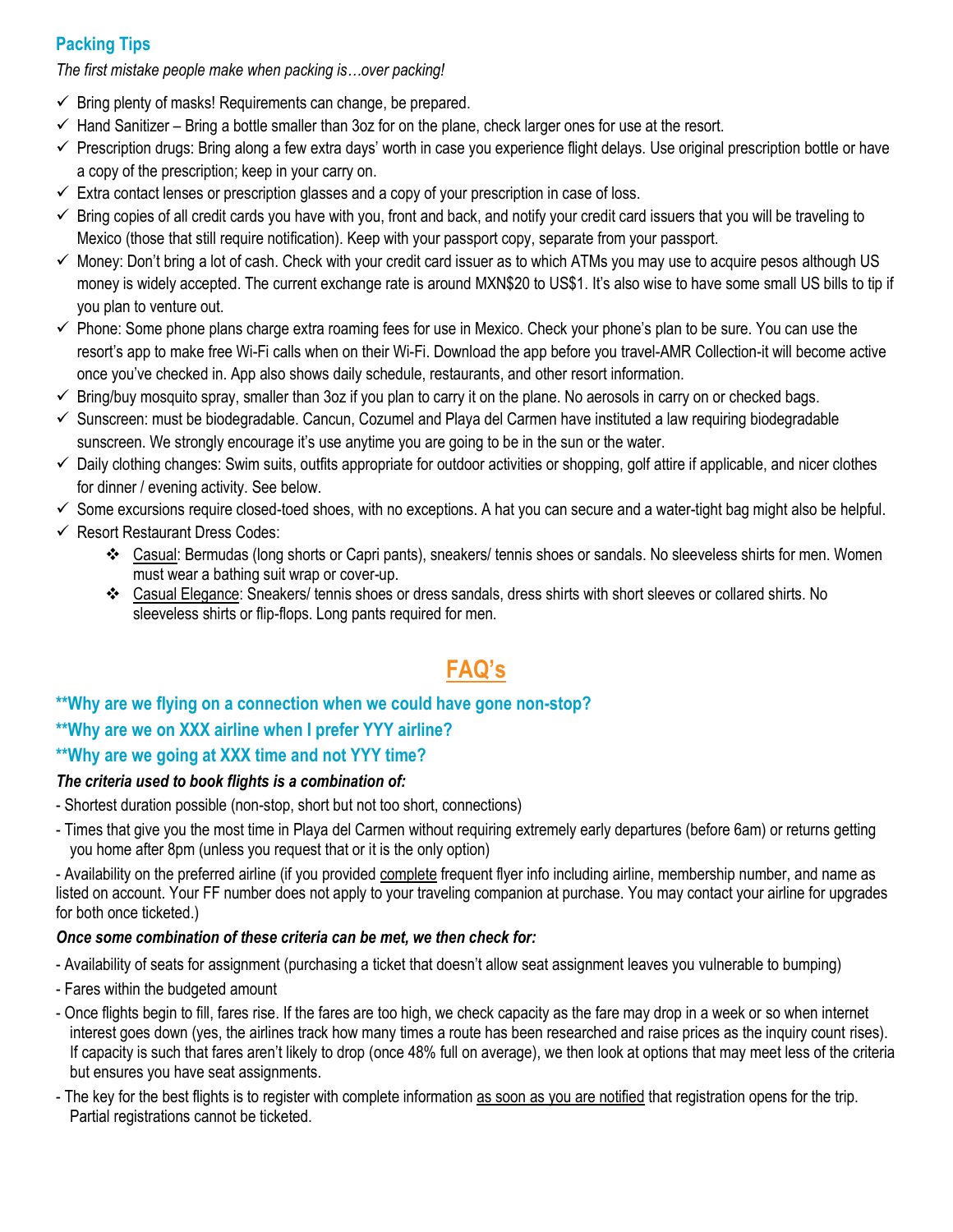## Packing Tips

*The first mistake people make when packing is…over packing!*

- ✓ Bring plenty of masks! Requirements can change, be prepared.
- ✓ Hand Sanitizer – Bring a bottle smaller than 3oz for on the plane, check larger ones for use at the resort.
- ✓ Prescription drugs: Bring along a few extra days' worth in case you experience flight delays. Use original prescription bottle or have a copy of the prescription; keep in your carry on.
- ✓ Extra contact lenses or prescription glasses and a copy of your prescription in case of loss.
- ✓ Bring copies of all credit cards you have with you, front and back, and notify your credit card issuers that you will be traveling to Mexico (those that still require notification). Keep with your passport copy, separate from your passport.
- ✓ Money: Don't bring a lot of cash. Check with your credit card issuer as to which ATMs you may use to acquire pesos although US money is widely accepted. The current exchange rate is around MXN$20 to US$1. It's also wise to have some small US bills to tip if you plan to venture out.
- ✓ Phone: Some phone plans charge extra roaming fees for use in Mexico. Check your phone's plan to be sure. You can use the resort's app to make free Wi-Fi calls when on their Wi-Fi. Download the app before you travel-AMR Collection-it will become active once you've checked in. App also shows daily schedule, restaurants, and other resort information.
- ✓ Bring/buy mosquito spray, smaller than 3oz if you plan to carry it on the plane. No aerosols in carry on or checked bags.
- ✓ Sunscreen: must be biodegradable. Cancun, Cozumel and Playa del Carmen have instituted a law requiring biodegradable sunscreen. We strongly encourage it's use anytime you are going to be in the sun or the water.
- ✓ Daily clothing changes: Swim suits, outfits appropriate for outdoor activities or shopping, golf attire if applicable, and nicer clothes for dinner / evening activity. See below.
- ✓ Some excursions require closed-toed shoes, with no exceptions. A hat you can secure and a water-tight bag might also be helpful.
- ✓ Resort Restaurant Dress Codes:
    - ❖ Casual: Bermudas (long shorts or Capri pants), sneakers/ tennis shoes or sandals. No sleeveless shirts for men. Women must wear a bathing suit wrap or cover-up.
    - ❖ Casual Elegance: Sneakers/ tennis shoes or dress sandals, dress shirts with short sleeves or collared shirts. No sleeveless shirts or flip-flops. Long pants required for men.

# FAQ's

### **Why are we flying on a connection when we could have gone non-stop?

### **Why are we on XXX airline when I prefer YYY airline?

### **Why are we going at XXX time and not YYY time?

***The criteria used to book flights is a combination of:***

- Shortest duration possible (non-stop, short but not too short, connections)

- Times that give you the most time in Playa del Carmen without requiring extremely early departures (before 6am) or returns getting you home after 8pm (unless you request that or it is the only option)

- Availability on the preferred airline (if you provided complete frequent flyer info including airline, membership number, and name as listed on account. Your FF number does not apply to your traveling companion at purchase. You may contact your airline for upgrades for both once ticketed.)

***Once some combination of these criteria can be met, we then check for:***

- Availability of seats for assignment (purchasing a ticket that doesn't allow seat assignment leaves you vulnerable to bumping)

- Fares within the budgeted amount

- Once flights begin to fill, fares rise. If the fares are too high, we check capacity as the fare may drop in a week or so when internet interest goes down (yes, the airlines track how many times a route has been researched and raise prices as the inquiry count rises). If capacity is such that fares aren't likely to drop (once 48% full on average), we then look at options that may meet less of the criteria but ensures you have seat assignments.

- The key for the best flights is to register with complete information as soon as you are notified that registration opens for the trip. Partial registrations cannot be ticketed.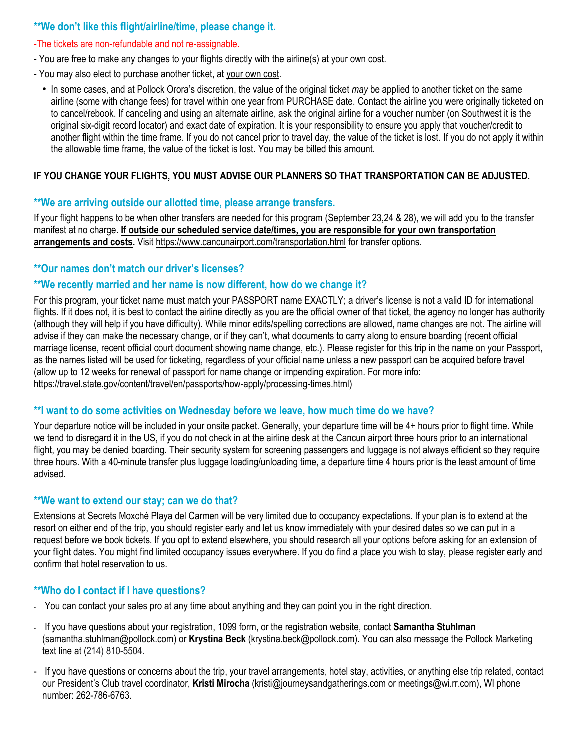## **We don't like this flight/airline/time, please change it.

-The tickets are non-refundable and not re-assignable.

- You are free to make any changes to your flights directly with the airline(s) at your own cost.
- You may also elect to purchase another ticket, at your own cost.
  - In some cases, and at Pollock Orora's discretion, the value of the original ticket *may* be applied to another ticket on the same airline (some with change fees) for travel within one year from PURCHASE date. Contact the airline you were originally ticketed on to cancel/rebook. If canceling and using an alternate airline, ask the original airline for a voucher number (on Southwest it is the original six-digit record locator) and exact date of expiration. It is your responsibility to ensure you apply that voucher/credit to another flight within the time frame. If you do not cancel prior to travel day, the value of the ticket is lost. If you do not apply it within the allowable time frame, the value of the ticket is lost. You may be billed this amount.

**IF YOU CHANGE YOUR FLIGHTS, YOU MUST ADVISE OUR PLANNERS SO THAT TRANSPORTATION CAN BE ADJUSTED.**

## **We are arriving outside our allotted time, please arrange transfers.

If your flight happens to be when other transfers are needed for this program (September 23,24 & 28), we will add you to the transfer manifest at no charge**. If outside our scheduled service date/times, you are responsible for your own transportation arrangements and costs.** Visit https://www.cancunairport.com/transportation.html for transfer options.

## **Our names don't match our driver's licenses?

## **We recently married and her name is now different, how do we change it?

For this program, your ticket name must match your PASSPORT name EXACTLY; a driver's license is not a valid ID for international flights. If it does not, it is best to contact the airline directly as you are the official owner of that ticket, the agency no longer has authority (although they will help if you have difficulty). While minor edits/spelling corrections are allowed, name changes are not. The airline will advise if they can make the necessary change, or if they can't, what documents to carry along to ensure boarding (recent official marriage license, recent official court document showing name change, etc.). Please register for this trip in the name on your Passport, as the names listed will be used for ticketing, regardless of your official name unless a new passport can be acquired before travel (allow up to 12 weeks for renewal of passport for name change or impending expiration. For more info: https://travel.state.gov/content/travel/en/passports/how-apply/processing-times.html)

## **I want to do some activities on Wednesday before we leave, how much time do we have?

Your departure notice will be included in your onsite packet. Generally, your departure time will be 4+ hours prior to flight time. While we tend to disregard it in the US, if you do not check in at the airline desk at the Cancun airport three hours prior to an international flight, you may be denied boarding. Their security system for screening passengers and luggage is not always efficient so they require three hours. With a 40-minute transfer plus luggage loading/unloading time, a departure time 4 hours prior is the least amount of time advised.

## **We want to extend our stay; can we do that?

Extensions at Secrets Moxché Playa del Carmen will be very limited due to occupancy expectations. If your plan is to extend at the resort on either end of the trip, you should register early and let us know immediately with your desired dates so we can put in a request before we book tickets. If you opt to extend elsewhere, you should research all your options before asking for an extension of your flight dates. You might find limited occupancy issues everywhere. If you do find a place you wish to stay, please register early and confirm that hotel reservation to us.

## **Who do I contact if I have questions?

- You can contact your sales pro at any time about anything and they can point you in the right direction.
- If you have questions about your registration, 1099 form, or the registration website, contact **Samantha Stuhlman** (samantha.stuhlman@pollock.com) or **Krystina Beck** (krystina.beck@pollock.com). You can also message the Pollock Marketing text line at (214) 810-5504.
- If you have questions or concerns about the trip, your travel arrangements, hotel stay, activities, or anything else trip related, contact our President's Club travel coordinator, **Kristi Mirocha** (kristi@journeysandgatherings.com or meetings@wi.rr.com), WI phone number: 262-786-6763.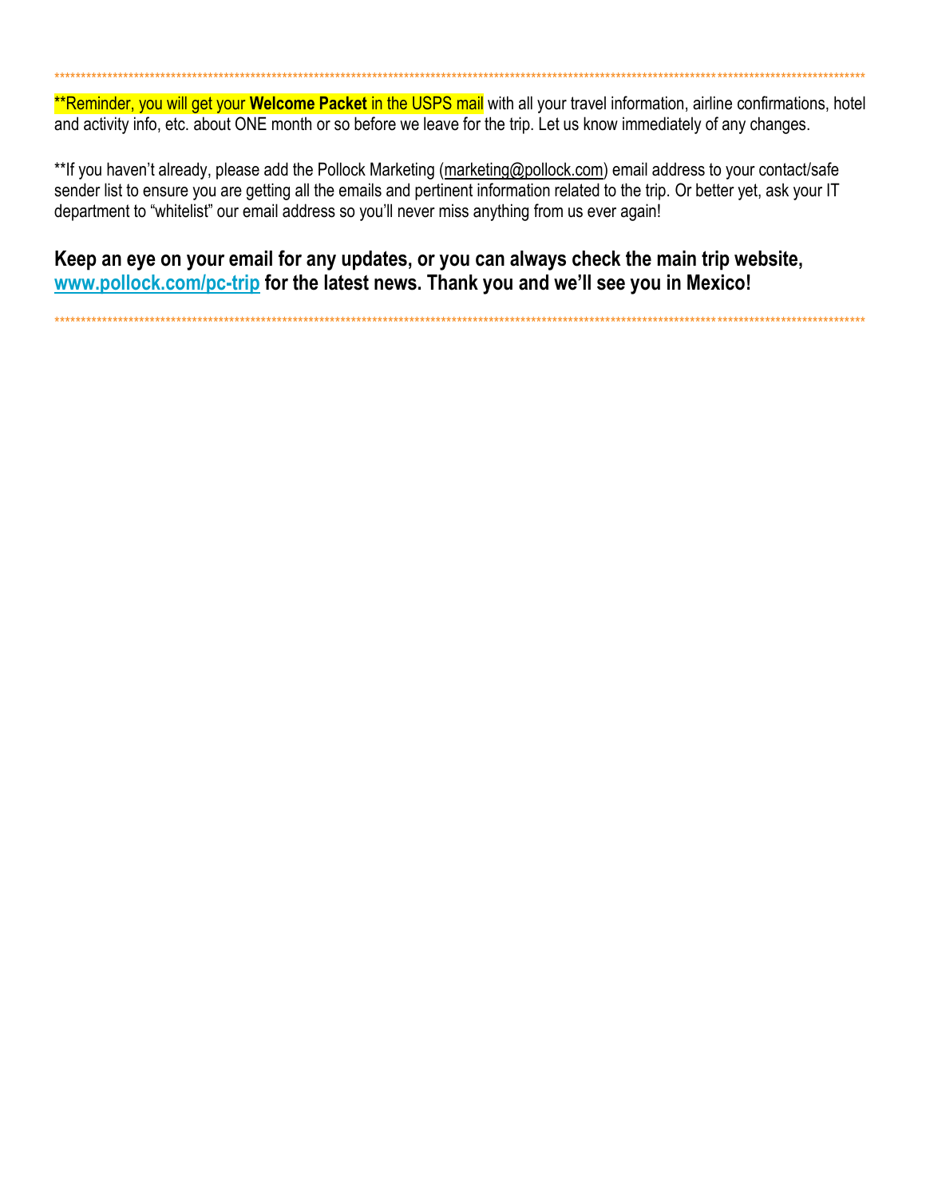**********************************************************************************************************************************************************

**Reminder, you will get your **Welcome Packet** in the USPS mail with all your travel information, airline confirmations, hotel and activity info, etc. about ONE month or so before we leave for the trip. Let us know immediately of any changes.

**If you haven't already, please add the Pollock Marketing (marketing@pollock.com) email address to your contact/safe sender list to ensure you are getting all the emails and pertinent information related to the trip. Or better yet, ask your IT department to "whitelist" our email address so you'll never miss anything from us ever again!

**Keep an eye on your email for any updates, or you can always check the main trip website, [www.pollock.com/pc-trip](http://www.pollock.com/pc-trip) for the latest news. Thank you and we'll see you in Mexico!**

**********************************************************************************************************************************************************